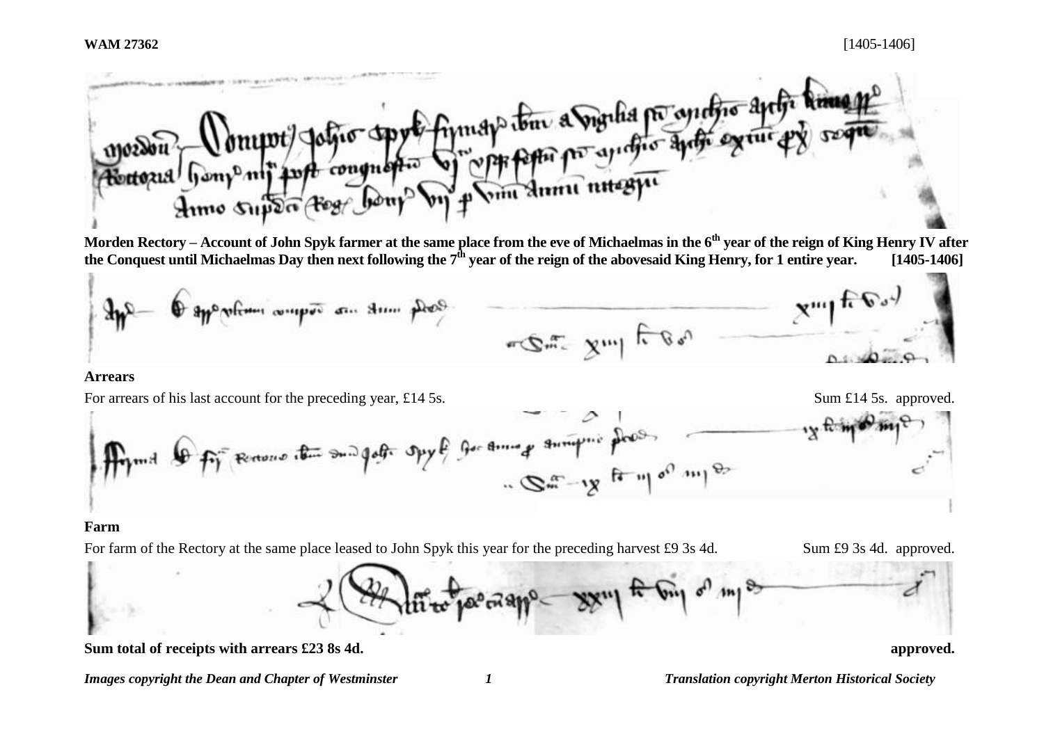**WAM 27362** [1405-1406]

**Morden Rectory – Account of John Spyk farmer at the same place from the eve of Michaelmas in the 6th year of the reign of King Henry IV after the Conquest until Michaelmas Day then next following the 7th year of the reign of the abovesaid King Henry, for 1 entire year. [1405-1406]**

**Arrears**

For arrears of his last account for the preceding year, £14 5s. Sum £14 5s. approved.

**Farm**

For farm of the Rectory at the same place leased to John Spyk this year for the preceding harvest £9 3s 4d. Sum £9 3s 4d. approved.

**Sum total of receipts with arrears £23 8s 4d.** **approved.**

*Images copyright the Dean and Chapter of Westminster* *Translation copyright Merton Historical Society*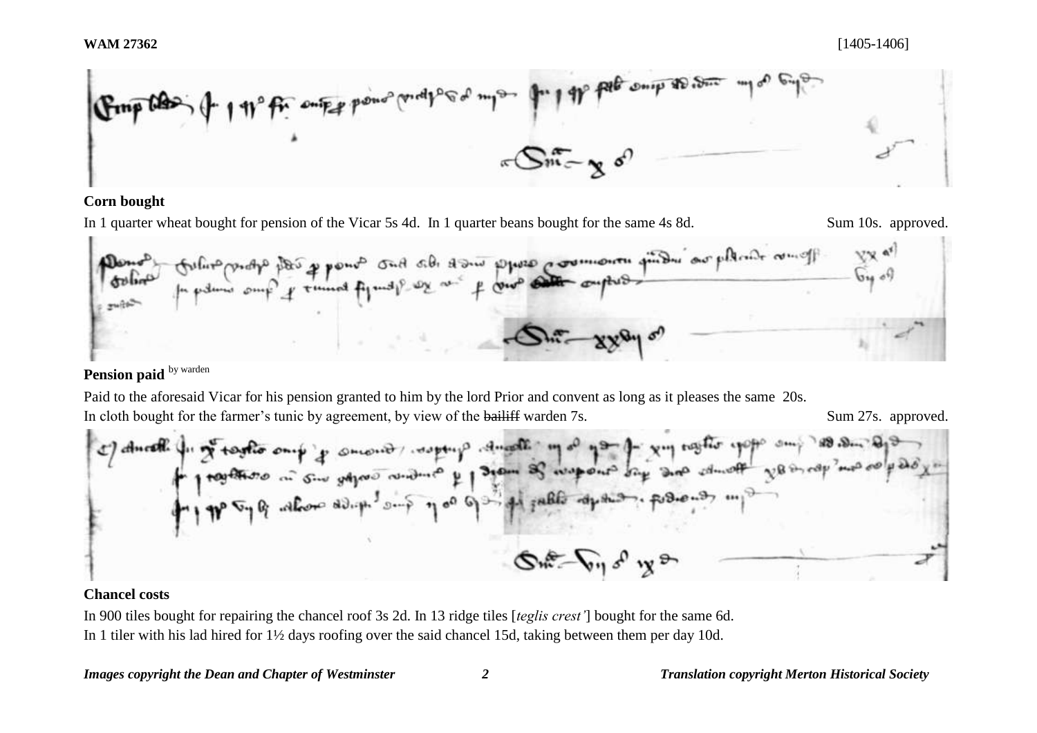## Corn bought

In 1 quarter wheat bought for pension of the Vicar 5s 4d. In 1 quarter beans bought for the same 4s 8d. Sum 10s. approved.

## Pension paid [by warden]

Paid to the aforesaid Vicar for his pension granted to him by the lord Prior and convent as long as it pleases the same 20s.

In cloth bought for the farmer's tunic by agreement, by view of the ~~bailiff~~ warden 7s. Sum 27s. approved.

## Chancel costs

In 900 tiles bought for repairing the chancel roof 3s 2d. In 13 ridge tiles [*teglis crest'*] bought for the same 6d.

In 1 tiler with his lad hired for 1½ days roofing over the said chancel 15d, taking between them per day 10d.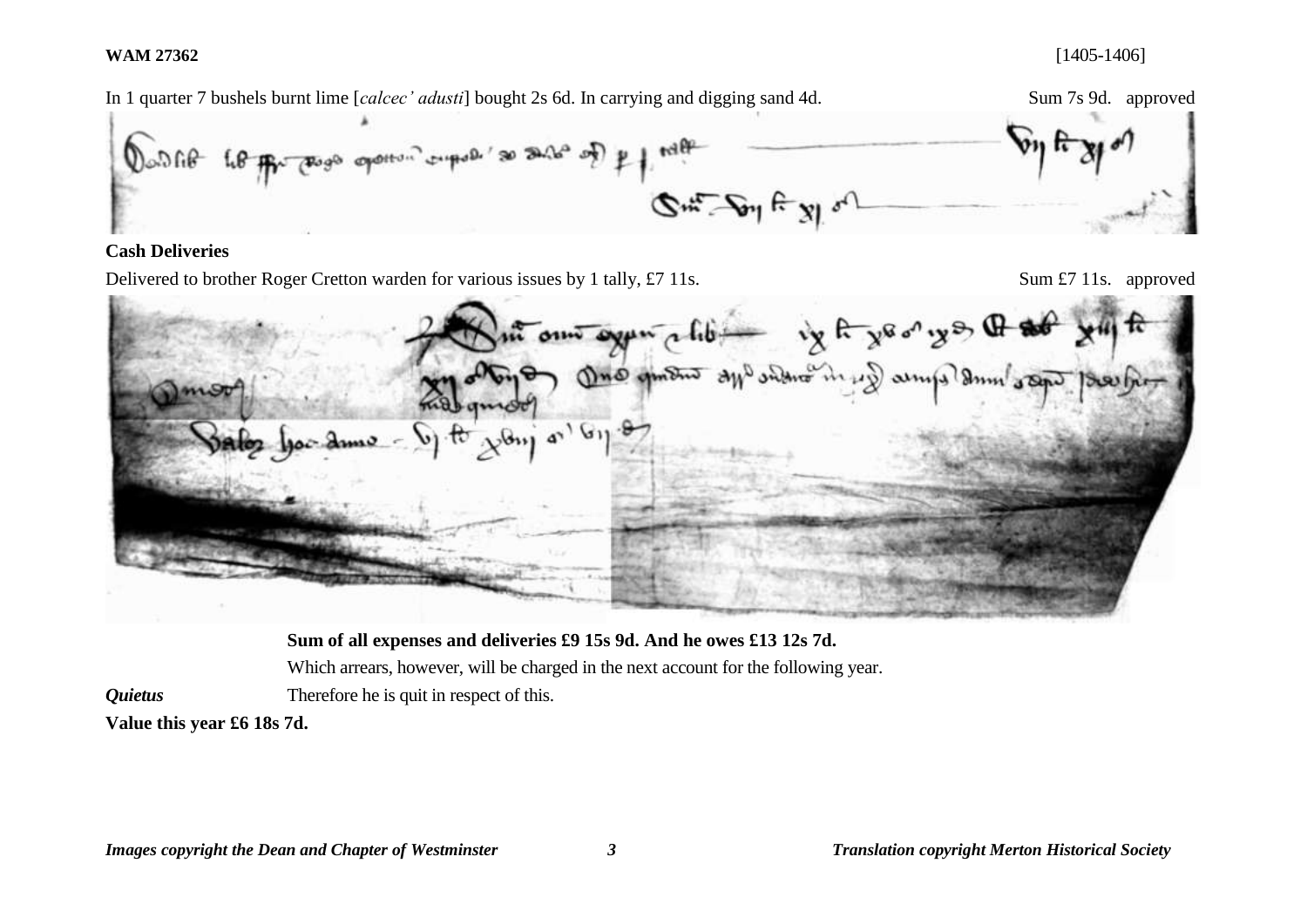In 1 quarter 7 bushels burnt lime [*calcec' adusti*] bought 2s 6d. In carrying and digging sand 4d. Sum 7s 9d. approved

**Cash Deliveries**

Delivered to brother Roger Cretton warden for various issues by 1 tally, £7 11s. Sum £7 11s. approved

**Sum of all expenses and deliveries £9 15s 9d. And he owes £13 12s 7d.**

Which arrears, however, will be charged in the next account for the following year.

***Quietus*** Therefore he is quit in respect of this.

**Value this year £6 18s 7d.**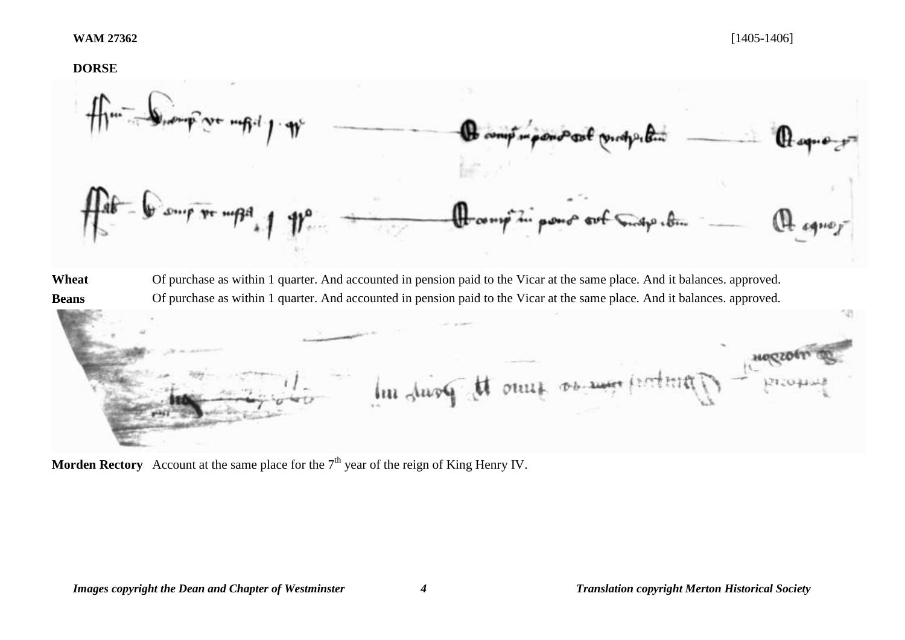**DORSE**

| | |
|---|---|
| **Wheat** | Of purchase as within 1 quarter. And accounted in pension paid to the Vicar at the same place. And it balances. approved. |
| **Beans** | Of purchase as within 1 quarter. And accounted in pension paid to the Vicar at the same place. And it balances. approved. |

**Morden Rectory** Account at the same place for the 7th year of the reign of King Henry IV.